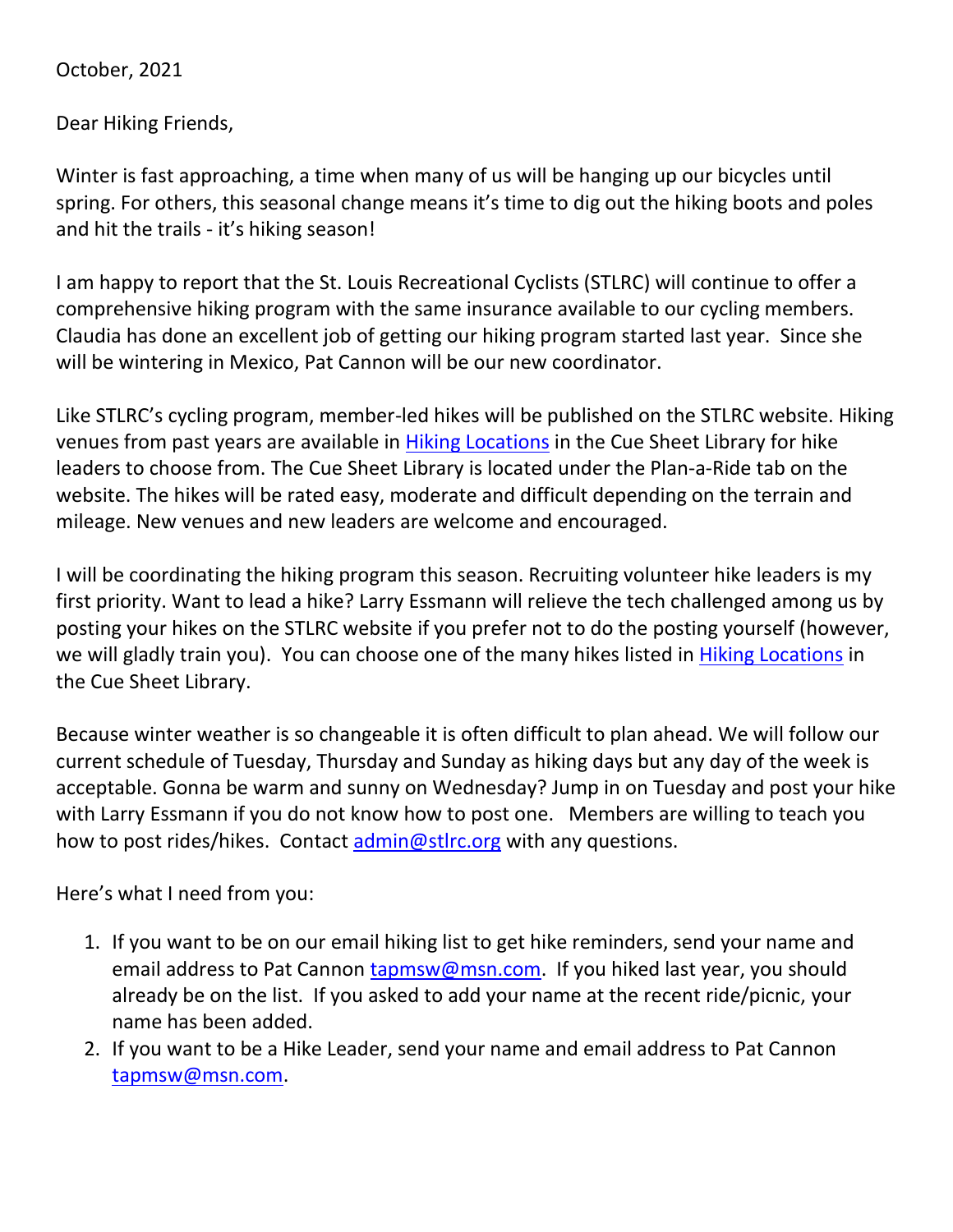October, 2021

Dear Hiking Friends,

Winter is fast approaching, a time when many of us will be hanging up our bicycles until spring. For others, this seasonal change means it's time to dig out the hiking boots and poles and hit the trails - it's hiking season!

I am happy to report that the St. Louis Recreational Cyclists (STLRC) will continue to offer a comprehensive hiking program with the same insurance available to our cycling members. Claudia has done an excellent job of getting our hiking program started last year. Since she will be wintering in Mexico, Pat Cannon will be our new coordinator.

Like STLRC's cycling program, member-led hikes will be published on the STLRC website. Hiking venues from past years are available in Hiking Locations in the Cue Sheet Library for hike leaders to choose from. The Cue Sheet Library is located under the Plan-a-Ride tab on the website. The hikes will be rated easy, moderate and difficult depending on the terrain and mileage. New venues and new leaders are welcome and encouraged.

I will be coordinating the hiking program this season. Recruiting volunteer hike leaders is my first priority. Want to lead a hike? Larry Essmann will relieve the tech challenged among us by posting your hikes on the STLRC website if you prefer not to do the posting yourself (however, we will gladly train you). You can choose one of the many hikes listed in Hiking Locations in the Cue Sheet Library.

Because winter weather is so changeable it is often difficult to plan ahead. We will follow our current schedule of Tuesday, Thursday and Sunday as hiking days but any day of the week is acceptable. Gonna be warm and sunny on Wednesday? Jump in on Tuesday and post your hike with Larry Essmann if you do not know how to post one. Members are willing to teach you how to post rides/hikes. Contact admin@stlrc.org with any questions.

Here's what I need from you:

1. If you want to be on our email hiking list to get hike reminders, send your name and email address to Pat Cannon tapmsw@msn.com. If you hiked last year, you should already be on the list. If you asked to add your name at the recent ride/picnic, your name has been added.
2. If you want to be a Hike Leader, send your name and email address to Pat Cannon tapmsw@msn.com.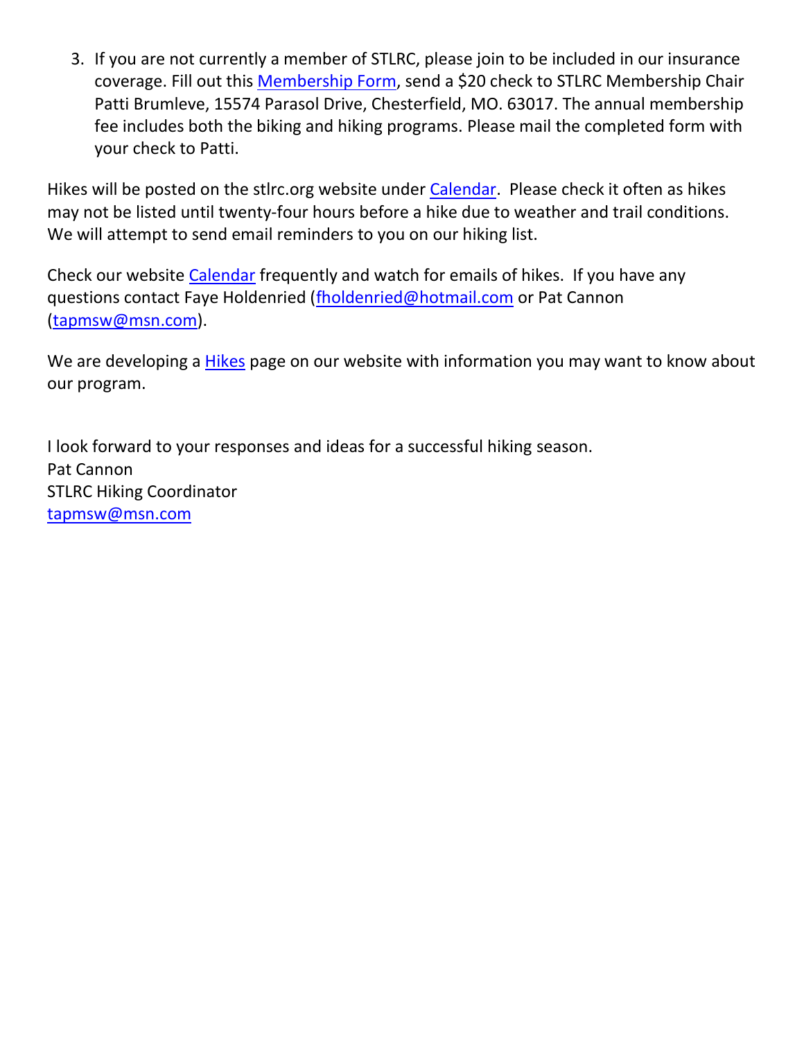3. If you are not currently a member of STLRC, please join to be included in our insurance coverage. Fill out this Membership Form, send a $20 check to STLRC Membership Chair Patti Brumleve, 15574 Parasol Drive, Chesterfield, MO. 63017. The annual membership fee includes both the biking and hiking programs. Please mail the completed form with your check to Patti.

Hikes will be posted on the stlrc.org website under Calendar. Please check it often as hikes may not be listed until twenty-four hours before a hike due to weather and trail conditions. We will attempt to send email reminders to you on our hiking list.

Check our website Calendar frequently and watch for emails of hikes. If you have any questions contact Faye Holdenried (fholdenried@hotmail.com or Pat Cannon (tapmsw@msn.com).

We are developing a Hikes page on our website with information you may want to know about our program.

I look forward to your responses and ideas for a successful hiking season.
Pat Cannon
STLRC Hiking Coordinator
tapmsw@msn.com